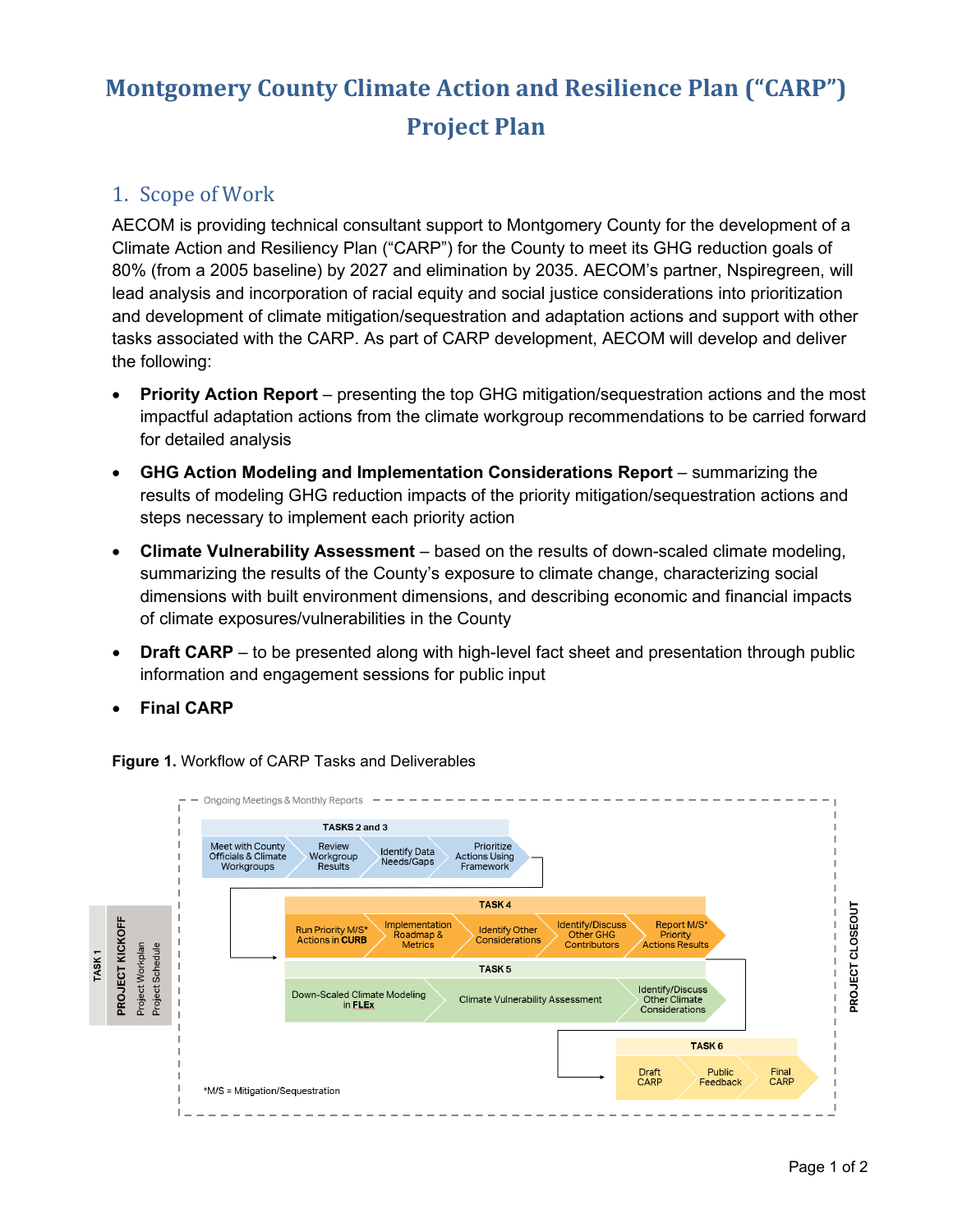# Montgomery County Climate Action and Resilience Plan ("CARP") Project Plan

## 1. Scope of Work

AECOM is providing technical consultant support to Montgomery County for the development of a Climate Action and Resiliency Plan ("CARP") for the County to meet its GHG reduction goals of 80% (from a 2005 baseline) by 2027 and elimination by 2035. AECOM's partner, Nspiregreen, will lead analysis and incorporation of racial equity and social justice considerations into prioritization and development of climate mitigation/sequestration and adaptation actions and support with other tasks associated with the CARP. As part of CARP development, AECOM will develop and deliver the following:

- **Priority Action Report** – presenting the top GHG mitigation/sequestration actions and the most impactful adaptation actions from the climate workgroup recommendations to be carried forward for detailed analysis
- **GHG Action Modeling and Implementation Considerations Report** – summarizing the results of modeling GHG reduction impacts of the priority mitigation/sequestration actions and steps necessary to implement each priority action
- **Climate Vulnerability Assessment** – based on the results of down-scaled climate modeling, summarizing the results of the County's exposure to climate change, characterizing social dimensions with built environment dimensions, and describing economic and financial impacts of climate exposures/vulnerabilities in the County
- **Draft CARP** – to be presented along with high-level fact sheet and presentation through public information and engagement sessions for public input
- **Final CARP**

**Figure 1.** Workflow of CARP Tasks and Deliverables

Ongoing Meetings & Monthly Reports

TASK 1 – PROJECT KICKOFF: Project Workplan; Project Schedule

TASKS 2 and 3: Meet with County Officials & Climate Workgroups → Review Workgroup Results → Identify Data Needs/Gaps → Prioritize Actions Using Framework

TASK 4: Run Priority M/S* Actions in CURB → Implementation Roadmap & Metrics → Identify Other Considerations → Identify/Discuss Other GHG Contributors → Report M/S* Priority Actions Results

TASK 5: Down-Scaled Climate Modeling in FLEx → Climate Vulnerability Assessment → Identify/Discuss Other Climate Considerations

TASK 6: Draft CARP → Public Feedback → Final CARP

PROJECT CLOSEOUT

*M/S = Mitigation/Sequestration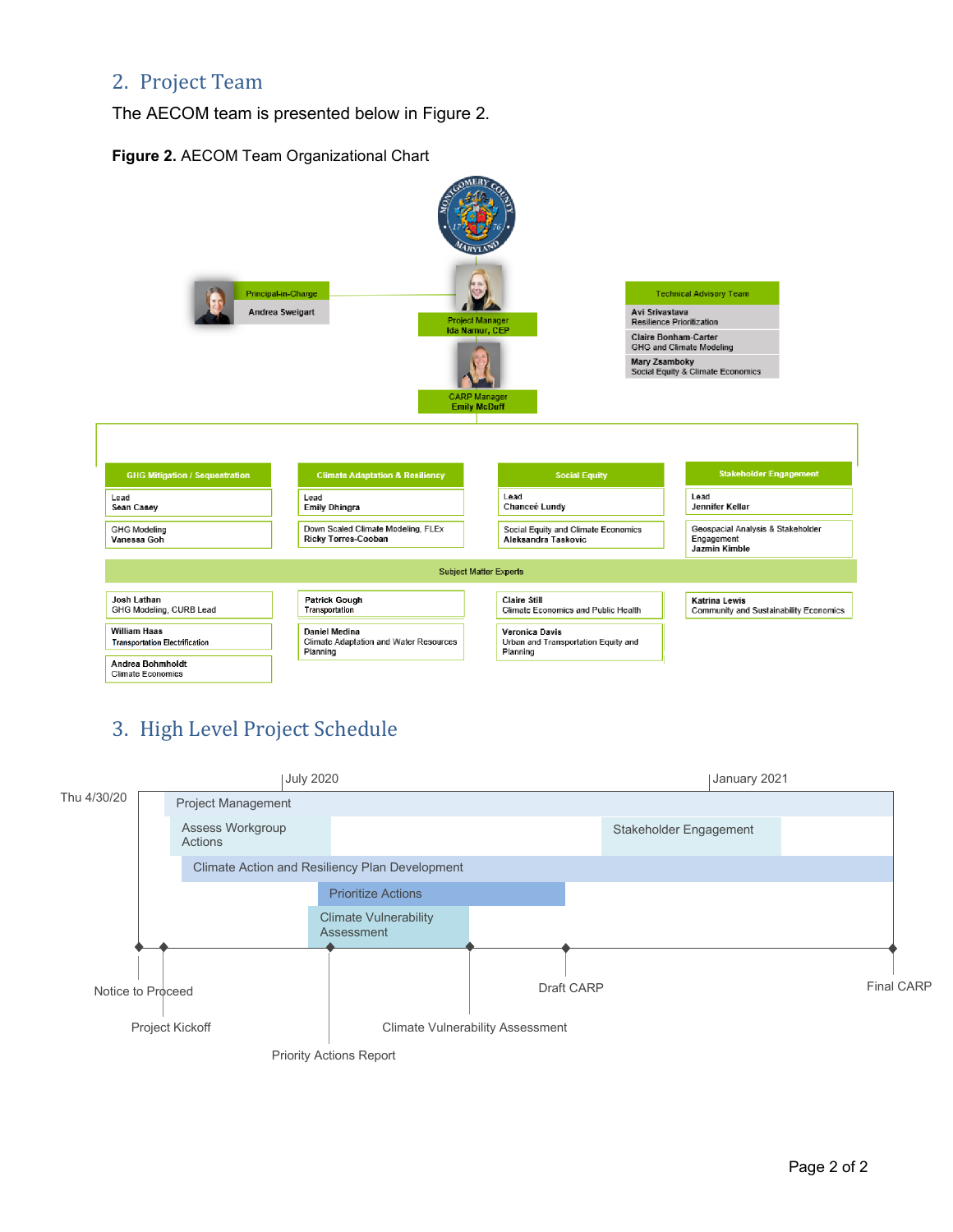## 2. Project Team

The AECOM team is presented below in Figure 2.

**Figure 2.** AECOM Team Organizational Chart

Principal-in-Charge
Andrea Sweigart

Project Manager
Ida Namur, CEP

CARP Manager
Emily McDuff

Technical Advisory Team
Avi Srivastava
Resilience Prioritization
Claire Bonham-Carter
GHG and Climate Modeling
Mary Zsamboky
Social Equity & Climate Economics

GHG Mitigation / Sequestration
Lead
Sean Casey
GHG Modeling
Vanessa Goh

Climate Adaptation & Resiliency
Lead
Emily Dhingra
Down Scaled Climate Modeling, FLEx
Ricky Torres-Cooban

Social Equity
Lead
Chanceé Lundy
Social Equity and Climate Economics
Aleksandra Taskovic

Stakeholder Engagement
Lead
Jennifer Kellar
Geospacial Analysis & Stakeholder Engagement
Jazmin Kimble

Subject Matter Experts

Josh Lathan
GHG Modeling, CURB Lead
William Haas
Transportation Electrification
Andrea Bohmholdt
Climate Economics

Patrick Gough
Transportation
Daniel Medina
Climate Adaptation and Water Resources Planning

Claire Still
Climate Economics and Public Health
Veronica Davis
Urban and Transportation Equity and Planning

Katrina Lewis
Community and Sustainability Economics

## 3. High Level Project Schedule

July 2020
January 2021
Thu 4/30/20
Project Management
Assess Workgroup Actions
Stakeholder Engagement
Climate Action and Resiliency Plan Development
Prioritize Actions
Climate Vulnerability Assessment
Notice to Proceed
Project Kickoff
Priority Actions Report
Climate Vulnerability Assessment
Draft CARP
Final CARP